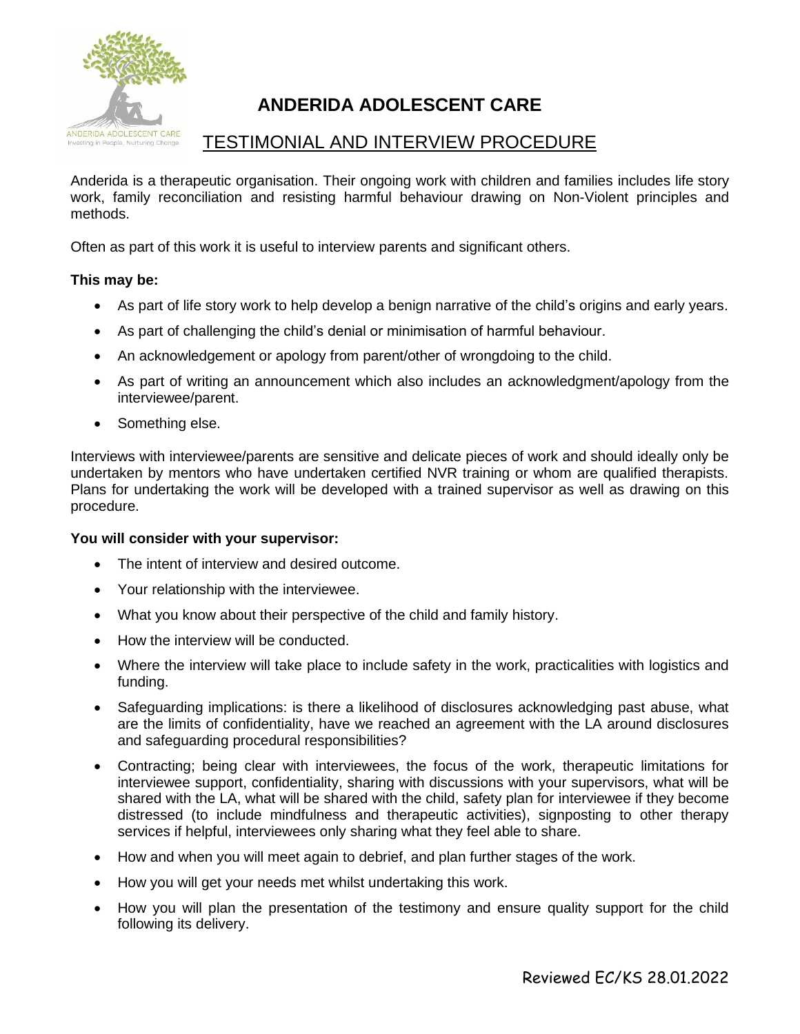# ANDERIDA ADOLESCENT CARE

## TESTIMONIAL AND INTERVIEW PROCEDURE

Anderida is a therapeutic organisation. Their ongoing work with children and families includes life story work, family reconciliation and resisting harmful behaviour drawing on Non-Violent principles and methods.

Often as part of this work it is useful to interview parents and significant others.

**This may be:**

- As part of life story work to help develop a benign narrative of the child's origins and early years.
- As part of challenging the child's denial or minimisation of harmful behaviour.
- An acknowledgement or apology from parent/other of wrongdoing to the child.
- As part of writing an announcement which also includes an acknowledgment/apology from the interviewee/parent.
- Something else.

Interviews with interviewee/parents are sensitive and delicate pieces of work and should ideally only be undertaken by mentors who have undertaken certified NVR training or whom are qualified therapists. Plans for undertaking the work will be developed with a trained supervisor as well as drawing on this procedure.

**You will consider with your supervisor:**

- The intent of interview and desired outcome.
- Your relationship with the interviewee.
- What you know about their perspective of the child and family history.
- How the interview will be conducted.
- Where the interview will take place to include safety in the work, practicalities with logistics and funding.
- Safeguarding implications: is there a likelihood of disclosures acknowledging past abuse, what are the limits of confidentiality, have we reached an agreement with the LA around disclosures and safeguarding procedural responsibilities?
- Contracting; being clear with interviewees, the focus of the work, therapeutic limitations for interviewee support, confidentiality, sharing with discussions with your supervisors, what will be shared with the LA, what will be shared with the child, safety plan for interviewee if they become distressed (to include mindfulness and therapeutic activities), signposting to other therapy services if helpful, interviewees only sharing what they feel able to share.
- How and when you will meet again to debrief, and plan further stages of the work.
- How you will get your needs met whilst undertaking this work.
- How you will plan the presentation of the testimony and ensure quality support for the child following its delivery.

Reviewed EC/KS 28.01.2022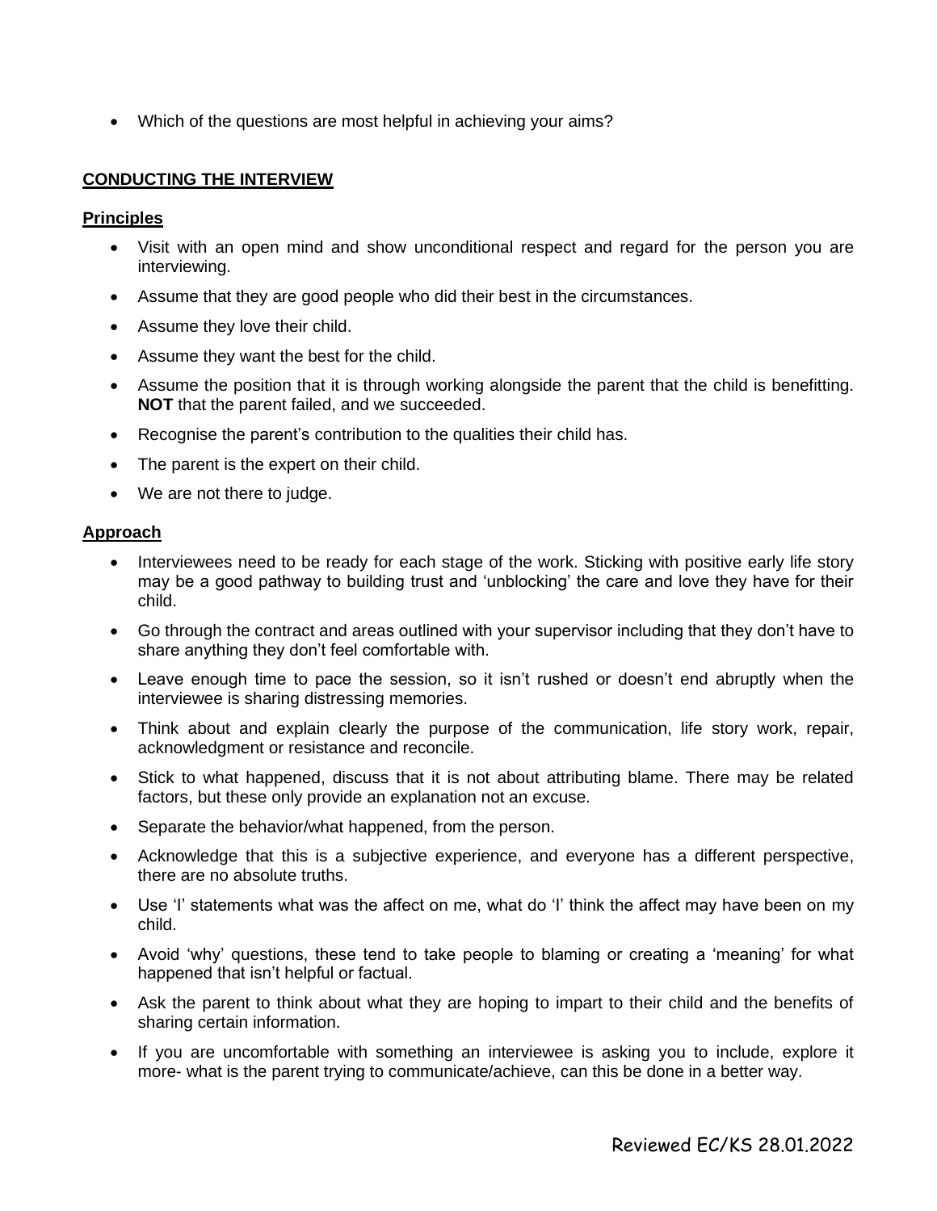- Which of the questions are most helpful in achieving your aims?

## CONDUCTING THE INTERVIEW

### Principles

- Visit with an open mind and show unconditional respect and regard for the person you are interviewing.
- Assume that they are good people who did their best in the circumstances.
- Assume they love their child.
- Assume they want the best for the child.
- Assume the position that it is through working alongside the parent that the child is benefitting. **NOT** that the parent failed, and we succeeded.
- Recognise the parent's contribution to the qualities their child has.
- The parent is the expert on their child.
- We are not there to judge.

### Approach

- Interviewees need to be ready for each stage of the work. Sticking with positive early life story may be a good pathway to building trust and 'unblocking' the care and love they have for their child.
- Go through the contract and areas outlined with your supervisor including that they don't have to share anything they don't feel comfortable with.
- Leave enough time to pace the session, so it isn't rushed or doesn't end abruptly when the interviewee is sharing distressing memories.
- Think about and explain clearly the purpose of the communication, life story work, repair, acknowledgment or resistance and reconcile.
- Stick to what happened, discuss that it is not about attributing blame. There may be related factors, but these only provide an explanation not an excuse.
- Separate the behavior/what happened, from the person.
- Acknowledge that this is a subjective experience, and everyone has a different perspective, there are no absolute truths.
- Use 'I' statements what was the affect on me, what do 'I' think the affect may have been on my child.
- Avoid 'why' questions, these tend to take people to blaming or creating a 'meaning' for what happened that isn't helpful or factual.
- Ask the parent to think about what they are hoping to impart to their child and the benefits of sharing certain information.
- If you are uncomfortable with something an interviewee is asking you to include, explore it more- what is the parent trying to communicate/achieve, can this be done in a better way.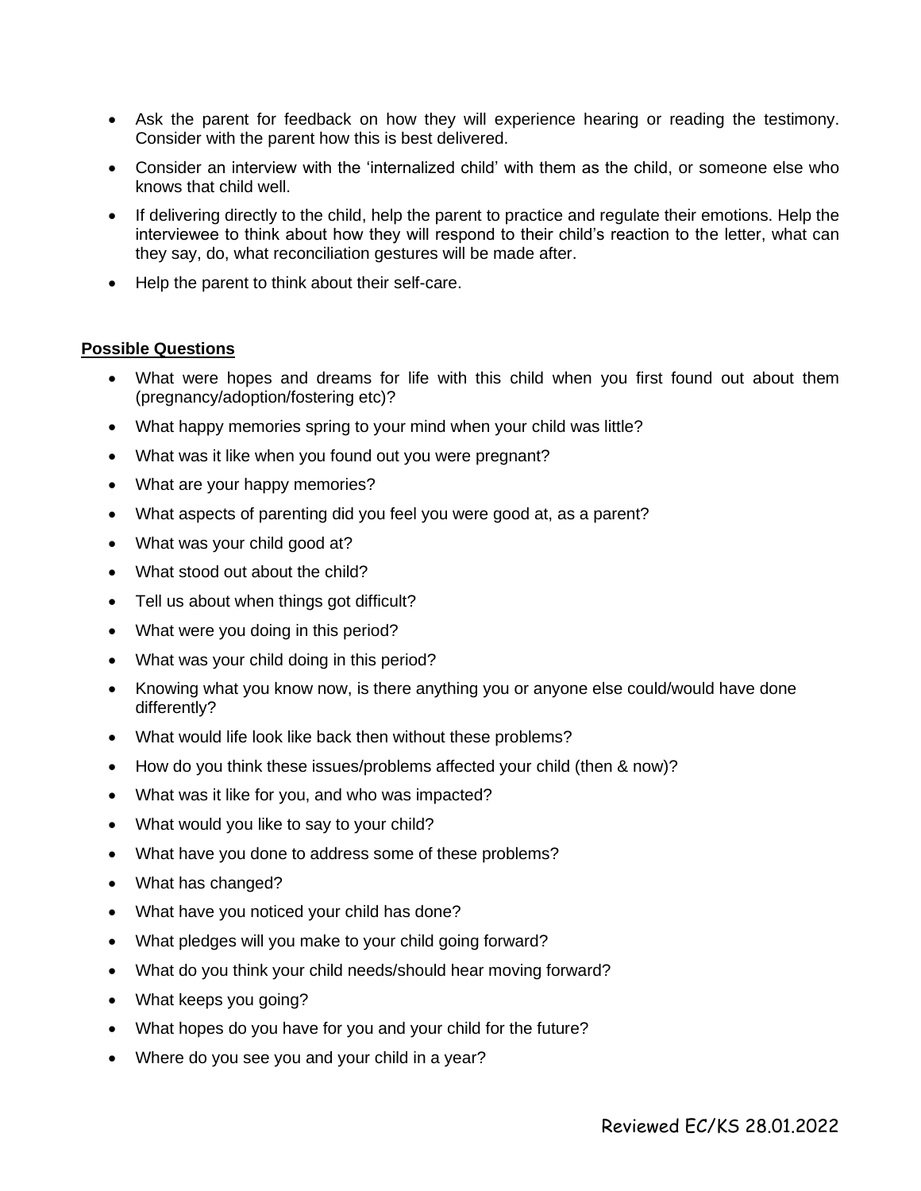- Ask the parent for feedback on how they will experience hearing or reading the testimony. Consider with the parent how this is best delivered.
- Consider an interview with the 'internalized child' with them as the child, or someone else who knows that child well.
- If delivering directly to the child, help the parent to practice and regulate their emotions. Help the interviewee to think about how they will respond to their child's reaction to the letter, what can they say, do, what reconciliation gestures will be made after.
- Help the parent to think about their self-care.

**Possible Questions**

- What were hopes and dreams for life with this child when you first found out about them (pregnancy/adoption/fostering etc)?
- What happy memories spring to your mind when your child was little?
- What was it like when you found out you were pregnant?
- What are your happy memories?
- What aspects of parenting did you feel you were good at, as a parent?
- What was your child good at?
- What stood out about the child?
- Tell us about when things got difficult?
- What were you doing in this period?
- What was your child doing in this period?
- Knowing what you know now, is there anything you or anyone else could/would have done differently?
- What would life look like back then without these problems?
- How do you think these issues/problems affected your child (then & now)?
- What was it like for you, and who was impacted?
- What would you like to say to your child?
- What have you done to address some of these problems?
- What has changed?
- What have you noticed your child has done?
- What pledges will you make to your child going forward?
- What do you think your child needs/should hear moving forward?
- What keeps you going?
- What hopes do you have for you and your child for the future?
- Where do you see you and your child in a year?

Reviewed EC/KS 28.01.2022